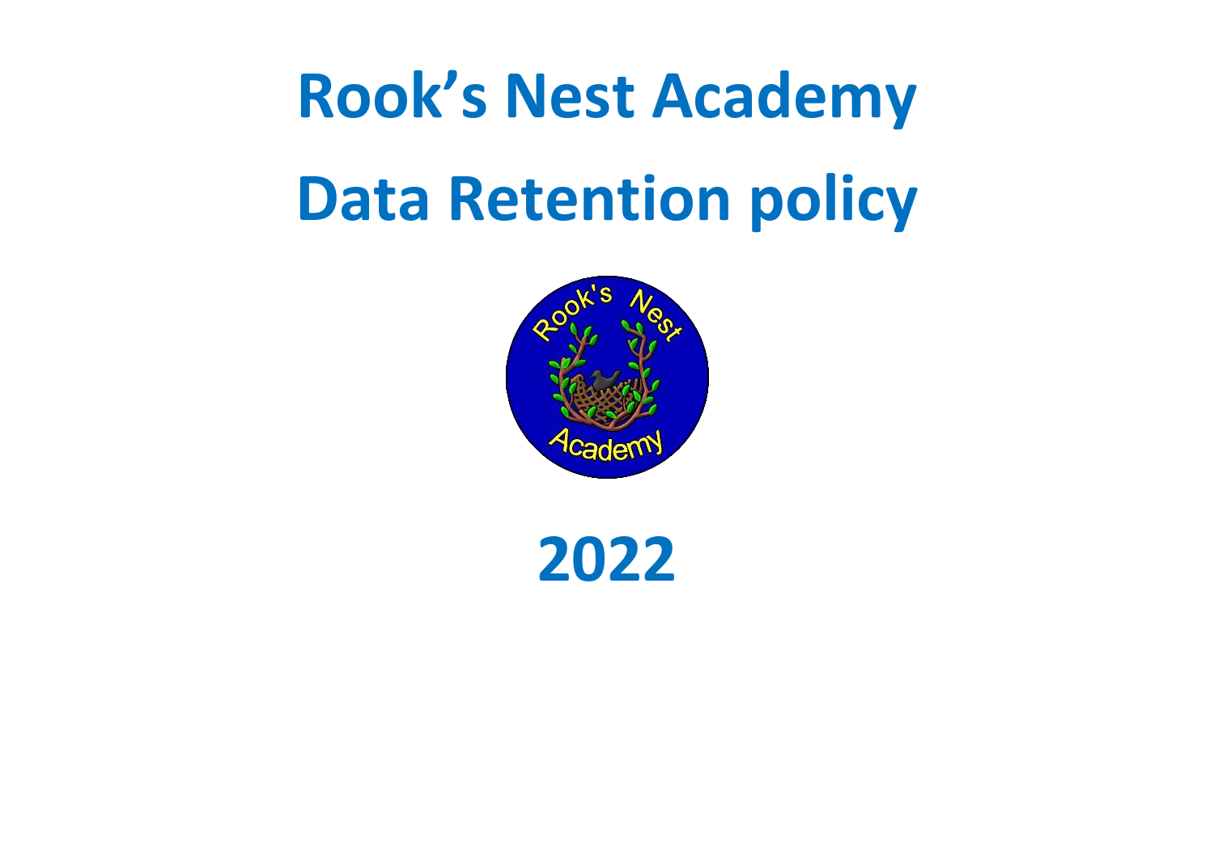# Rook's Nest Academy

# Data Retention policy

# 2022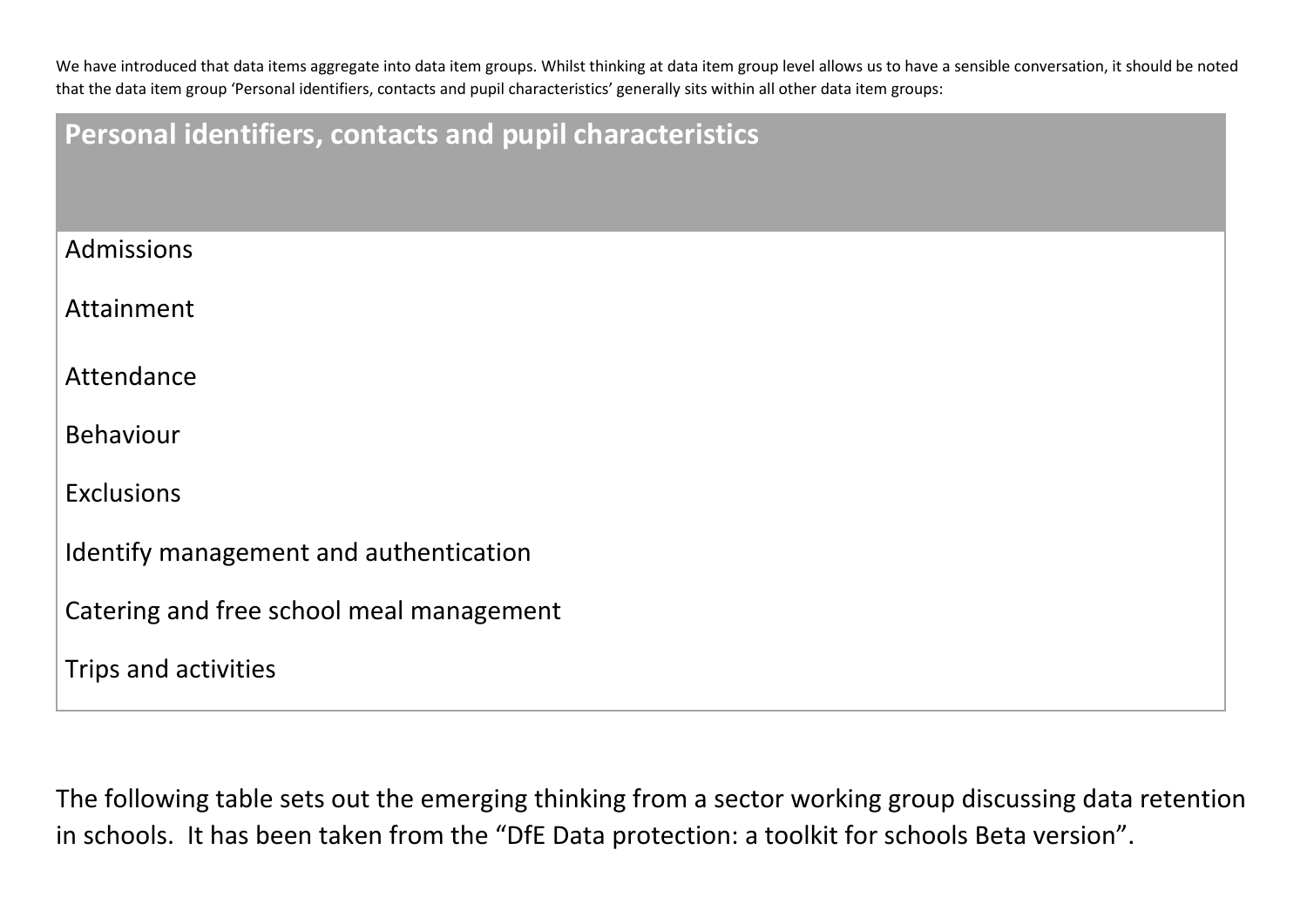We have introduced that data items aggregate into data item groups. Whilst thinking at data item group level allows us to have a sensible conversation, it should be noted that the data item group 'Personal identifiers, contacts and pupil characteristics' generally sits within all other data item groups:

| Personal identifiers, contacts and pupil characteristics |
| --- |
| Admissions |
| Attainment |
| Attendance |
| Behaviour |
| Exclusions |
| Identify management and authentication |
| Catering and free school meal management |
| Trips and activities |

The following table sets out the emerging thinking from a sector working group discussing data retention in schools. It has been taken from the "DfE Data protection: a toolkit for schools Beta version".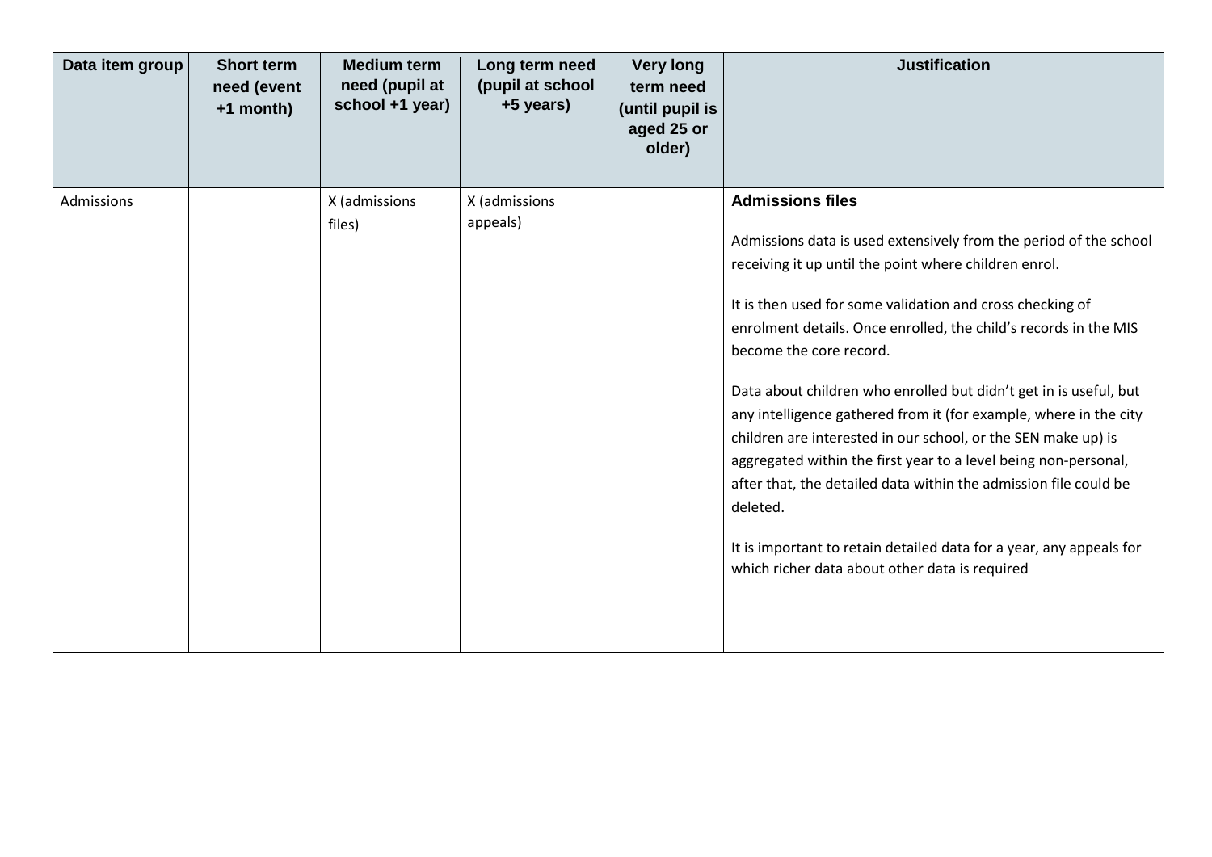| Data item group | Short term need (event +1 month) | Medium term need (pupil at school +1 year) | Long term need (pupil at school +5 years) | Very long term need (until pupil is aged 25 or older) | Justification |
|---|---|---|---|---|---|
| Admissions | | X (admissions files) | X (admissions appeals) | | **Admissions files**<br><br>Admissions data is used extensively from the period of the school receiving it up until the point where children enrol.<br><br>It is then used for some validation and cross checking of enrolment details. Once enrolled, the child's records in the MIS become the core record.<br><br>Data about children who enrolled but didn't get in is useful, but any intelligence gathered from it (for example, where in the city children are interested in our school, or the SEN make up) is aggregated within the first year to a level being non-personal, after that, the detailed data within the admission file could be deleted.<br><br>It is important to retain detailed data for a year, any appeals for which richer data about other data is required |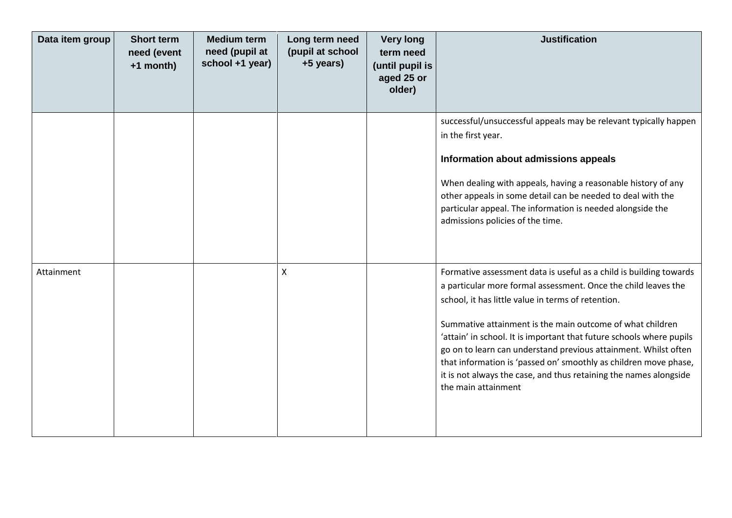| Data item group | Short term need (event +1 month) | Medium term need (pupil at school +1 year) | Long term need (pupil at school +5 years) | Very long term need (until pupil is aged 25 or older) | Justification |
|---|---|---|---|---|---|
| | | | | | successful/unsuccessful appeals may be relevant typically happen in the first year.<br><br>**Information about admissions appeals**<br><br>When dealing with appeals, having a reasonable history of any other appeals in some detail can be needed to deal with the particular appeal. The information is needed alongside the admissions policies of the time. |
| Attainment | | | X | | Formative assessment data is useful as a child is building towards a particular more formal assessment. Once the child leaves the school, it has little value in terms of retention.<br><br>Summative attainment is the main outcome of what children 'attain' in school. It is important that future schools where pupils go on to learn can understand previous attainment. Whilst often that information is 'passed on' smoothly as children move phase, it is not always the case, and thus retaining the names alongside the main attainment |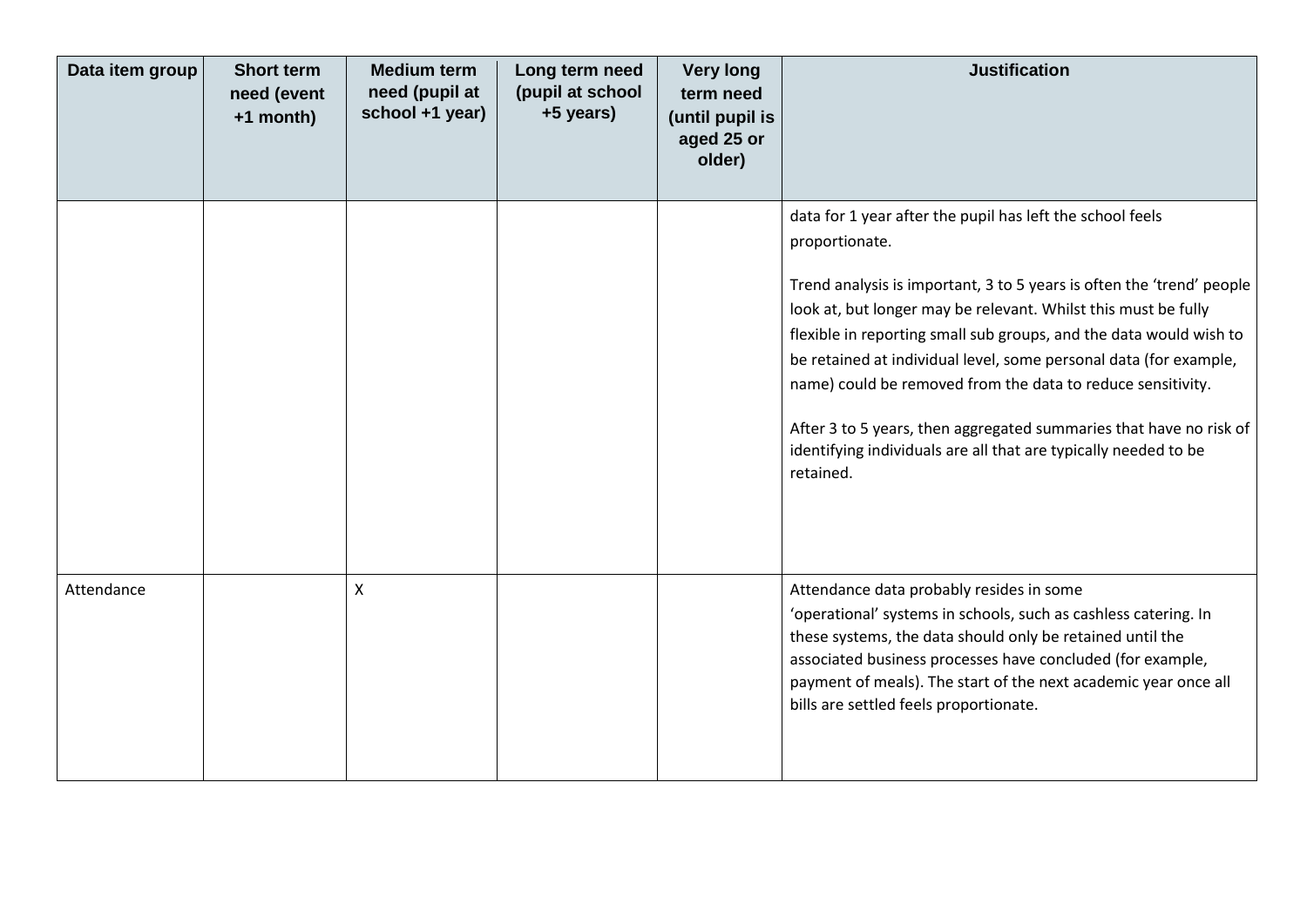| Data item group | Short term need (event +1 month) | Medium term need (pupil at school +1 year) | Long term need (pupil at school +5 years) | Very long term need (until pupil is aged 25 or older) | Justification |
|---|---|---|---|---|---|
| | | | | | data for 1 year after the pupil has left the school feels proportionate.<br><br>Trend analysis is important, 3 to 5 years is often the 'trend' people look at, but longer may be relevant. Whilst this must be fully flexible in reporting small sub groups, and the data would wish to be retained at individual level, some personal data (for example, name) could be removed from the data to reduce sensitivity.<br><br>After 3 to 5 years, then aggregated summaries that have no risk of identifying individuals are all that are typically needed to be retained. |
| Attendance | | X | | | Attendance data probably resides in some 'operational' systems in schools, such as cashless catering. In these systems, the data should only be retained until the associated business processes have concluded (for example, payment of meals). The start of the next academic year once all bills are settled feels proportionate. |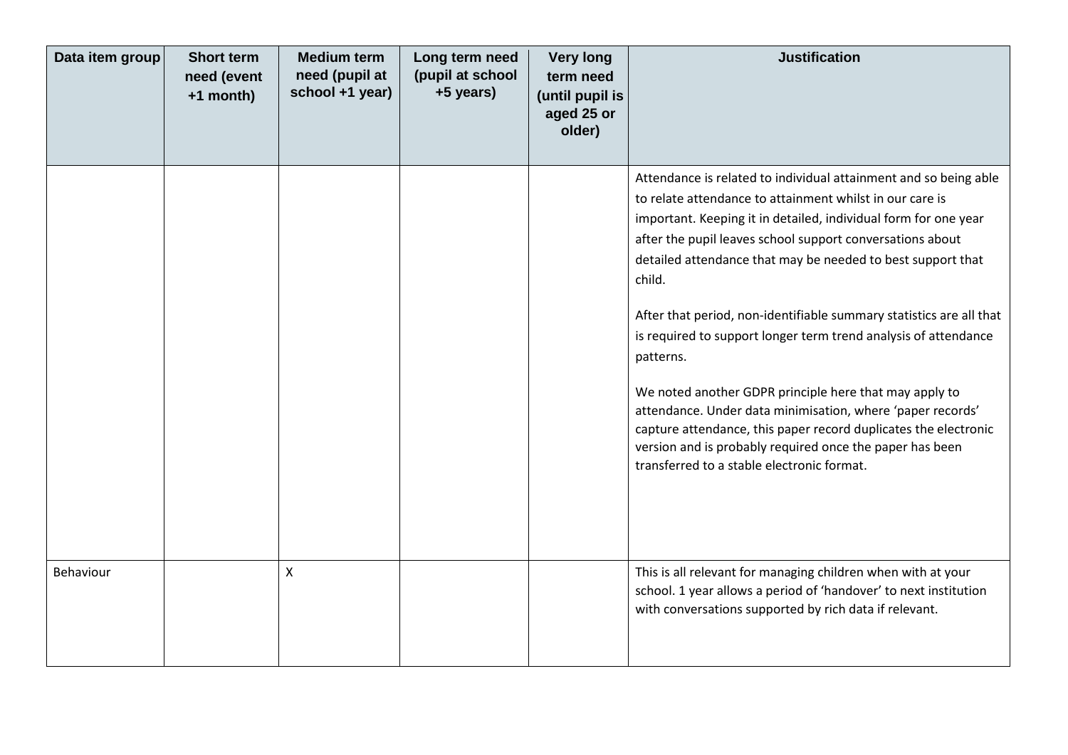| Data item group | Short term need (event +1 month) | Medium term need (pupil at school +1 year) | Long term need (pupil at school +5 years) | Very long term need (until pupil is aged 25 or older) | Justification |
|---|---|---|---|---|---|
| | | | | | Attendance is related to individual attainment and so being able to relate attendance to attainment whilst in our care is important. Keeping it in detailed, individual form for one year after the pupil leaves school support conversations about detailed attendance that may be needed to best support that child.<br><br>After that period, non-identifiable summary statistics are all that is required to support longer term trend analysis of attendance patterns.<br><br>We noted another GDPR principle here that may apply to attendance. Under data minimisation, where 'paper records' capture attendance, this paper record duplicates the electronic version and is probably required once the paper has been transferred to a stable electronic format. |
| Behaviour | | X | | | This is all relevant for managing children when with at your school. 1 year allows a period of 'handover' to next institution with conversations supported by rich data if relevant. |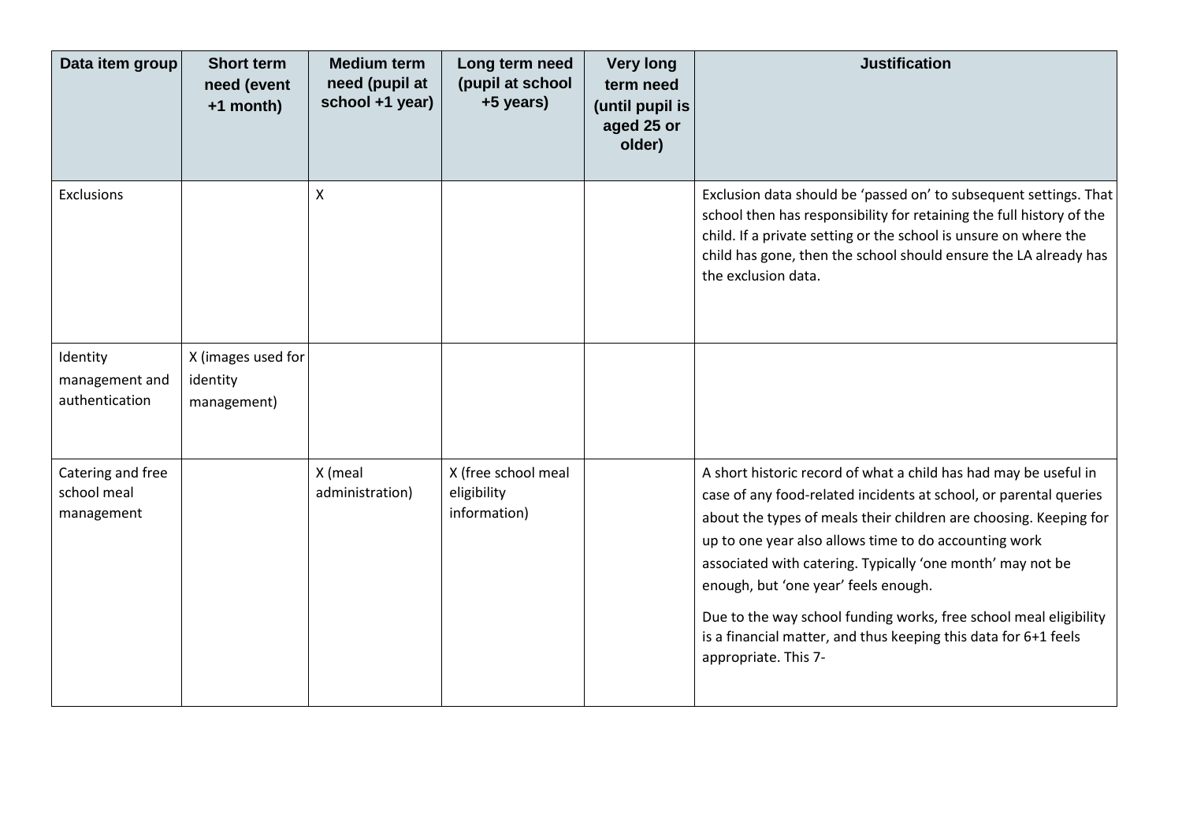| Data item group | Short term need (event +1 month) | Medium term need (pupil at school +1 year) | Long term need (pupil at school +5 years) | Very long term need (until pupil is aged 25 or older) | Justification |
|---|---|---|---|---|---|
| Exclusions | | X | | | Exclusion data should be 'passed on' to subsequent settings. That school then has responsibility for retaining the full history of the child. If a private setting or the school is unsure on where the child has gone, then the school should ensure the LA already has the exclusion data. |
| Identity management and authentication | X (images used for identity management) | | | | |
| Catering and free school meal management | | X (meal administration) | X (free school meal eligibility information) | | A short historic record of what a child has had may be useful in case of any food-related incidents at school, or parental queries about the types of meals their children are choosing. Keeping for up to one year also allows time to do accounting work associated with catering. Typically 'one month' may not be enough, but 'one year' feels enough.<br><br>Due to the way school funding works, free school meal eligibility is a financial matter, and thus keeping this data for 6+1 feels appropriate. This 7- |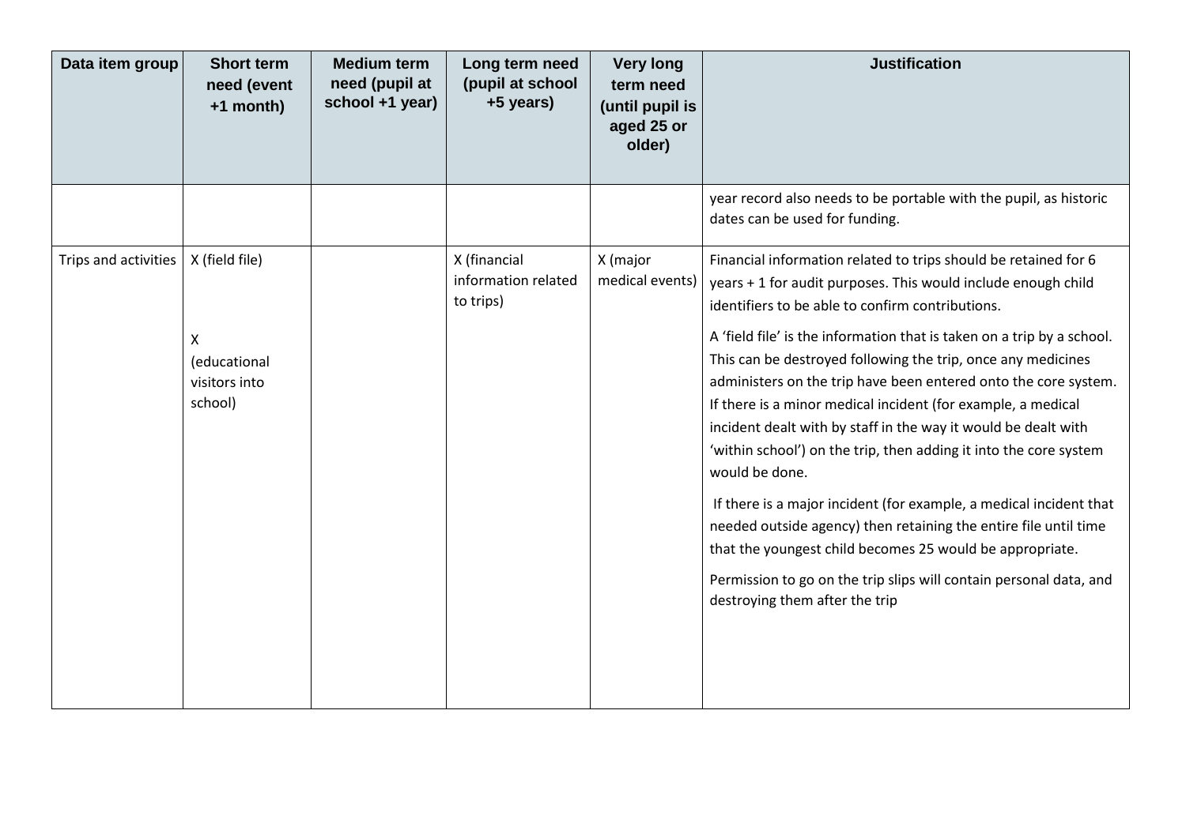| Data item group | Short term need (event +1 month) | Medium term need (pupil at school +1 year) | Long term need (pupil at school +5 years) | Very long term need (until pupil is aged 25 or older) | Justification |
|---|---|---|---|---|---|
| | | | | | year record also needs to be portable with the pupil, as historic dates can be used for funding. |
| Trips and activities | X (field file)<br><br>X (educational visitors into school) | | X (financial information related to trips) | X (major medical events) | Financial information related to trips should be retained for 6 years + 1 for audit purposes. This would include enough child identifiers to be able to confirm contributions.<br><br>A 'field file' is the information that is taken on a trip by a school. This can be destroyed following the trip, once any medicines administers on the trip have been entered onto the core system. If there is a minor medical incident (for example, a medical incident dealt with by staff in the way it would be dealt with 'within school') on the trip, then adding it into the core system would be done.<br><br>If there is a major incident (for example, a medical incident that needed outside agency) then retaining the entire file until time that the youngest child becomes 25 would be appropriate.<br><br>Permission to go on the trip slips will contain personal data, and destroying them after the trip |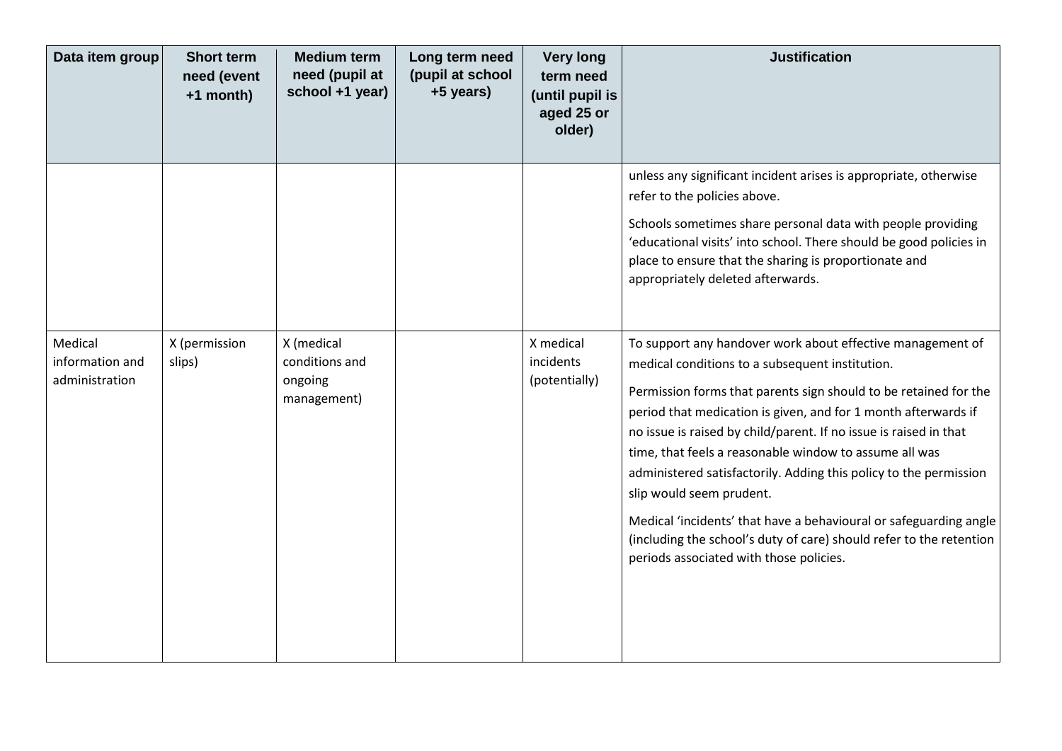| Data item group | Short term need (event +1 month) | Medium term need (pupil at school +1 year) | Long term need (pupil at school +5 years) | Very long term need (until pupil is aged 25 or older) | Justification |
| --- | --- | --- | --- | --- | --- |
| | | | | | unless any significant incident arises is appropriate, otherwise refer to the policies above.<br><br>Schools sometimes share personal data with people providing 'educational visits' into school. There should be good policies in place to ensure that the sharing is proportionate and appropriately deleted afterwards. |
| Medical information and administration | X (permission slips) | X (medical conditions and ongoing management) | | X medical incidents (potentially) | To support any handover work about effective management of medical conditions to a subsequent institution.<br><br>Permission forms that parents sign should to be retained for the period that medication is given, and for 1 month afterwards if no issue is raised by child/parent. If no issue is raised in that time, that feels a reasonable window to assume all was administered satisfactorily. Adding this policy to the permission slip would seem prudent.<br><br>Medical 'incidents' that have a behavioural or safeguarding angle (including the school's duty of care) should refer to the retention periods associated with those policies. |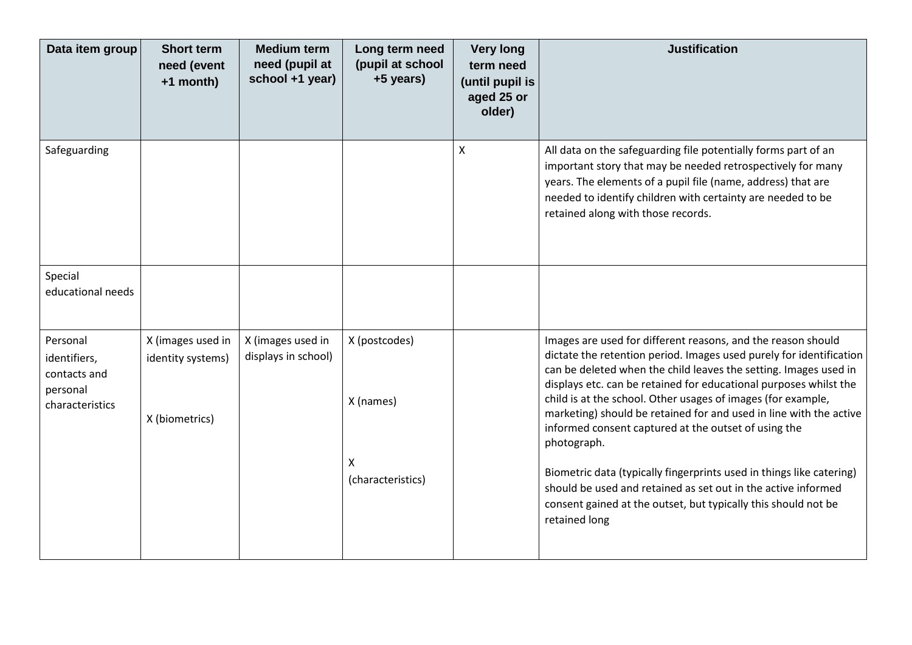| Data item group | Short term need (event +1 month) | Medium term need (pupil at school +1 year) | Long term need (pupil at school +5 years) | Very long term need (until pupil is aged 25 or older) | Justification |
|---|---|---|---|---|---|
| Safeguarding | | | | X | All data on the safeguarding file potentially forms part of an important story that may be needed retrospectively for many years. The elements of a pupil file (name, address) that are needed to identify children with certainty are needed to be retained along with those records. |
| Special educational needs | | | | | |
| Personal identifiers, contacts and personal characteristics | X (images used in identity systems)<br><br>X (biometrics) | X (images used in displays in school) | X (postcodes)<br><br>X (names)<br><br>X (characteristics) | | Images are used for different reasons, and the reason should dictate the retention period. Images used purely for identification can be deleted when the child leaves the setting. Images used in displays etc. can be retained for educational purposes whilst the child is at the school. Other usages of images (for example, marketing) should be retained for and used in line with the active informed consent captured at the outset of using the photograph.<br><br>Biometric data (typically fingerprints used in things like catering) should be used and retained as set out in the active informed consent gained at the outset, but typically this should not be retained long |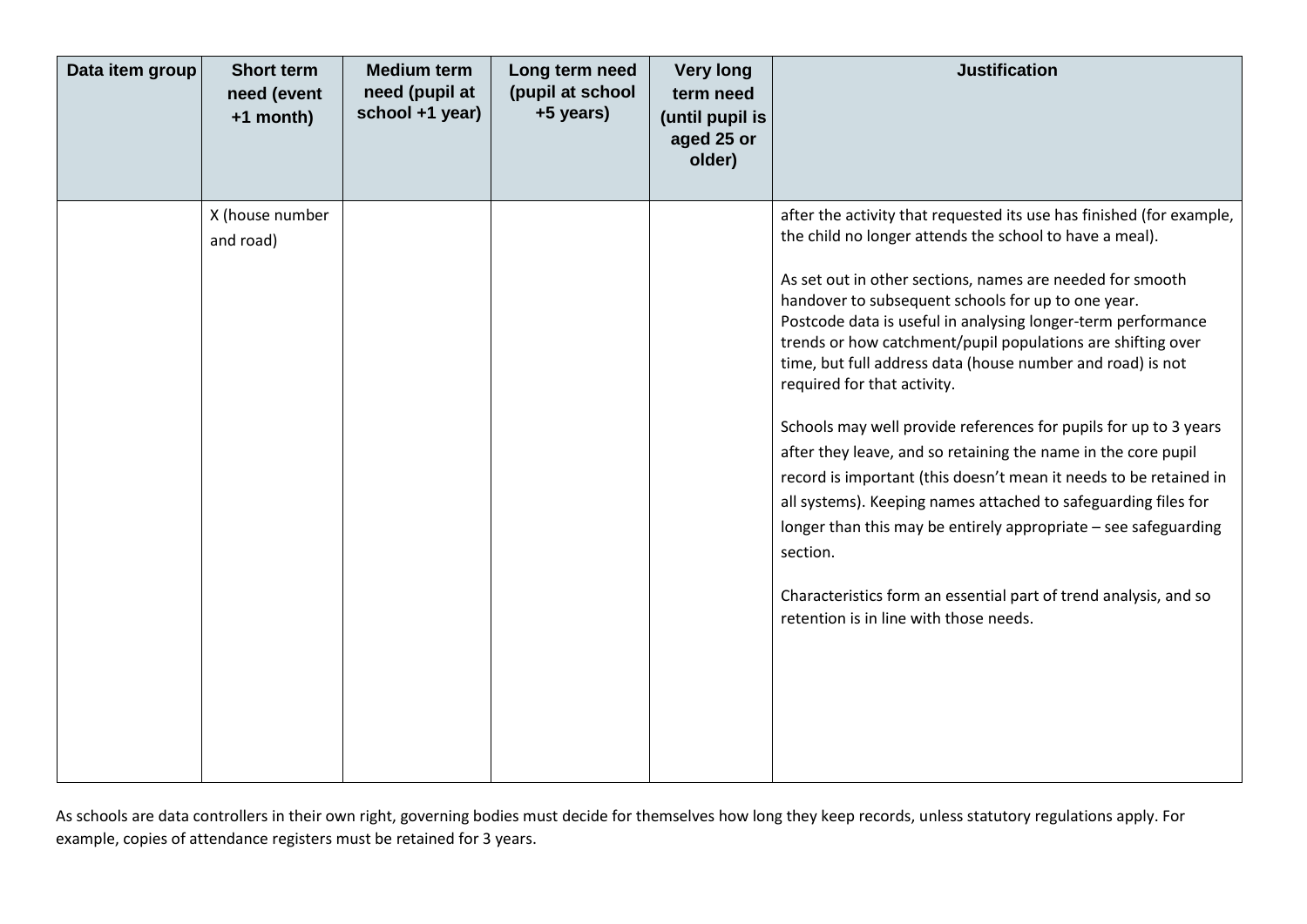| Data item group | Short term need (event +1 month) | Medium term need (pupil at school +1 year) | Long term need (pupil at school +5 years) | Very long term need (until pupil is aged 25 or older) | Justification |
|---|---|---|---|---|---|
| | X (house number and road) | | | | after the activity that requested its use has finished (for example, the child no longer attends the school to have a meal).<br><br>As set out in other sections, names are needed for smooth handover to subsequent schools for up to one year.<br>Postcode data is useful in analysing longer-term performance trends or how catchment/pupil populations are shifting over time, but full address data (house number and road) is not required for that activity.<br><br>Schools may well provide references for pupils for up to 3 years after they leave, and so retaining the name in the core pupil record is important (this doesn't mean it needs to be retained in all systems). Keeping names attached to safeguarding files for longer than this may be entirely appropriate – see safeguarding section.<br><br>Characteristics form an essential part of trend analysis, and so retention is in line with those needs. |

As schools are data controllers in their own right, governing bodies must decide for themselves how long they keep records, unless statutory regulations apply. For example, copies of attendance registers must be retained for 3 years.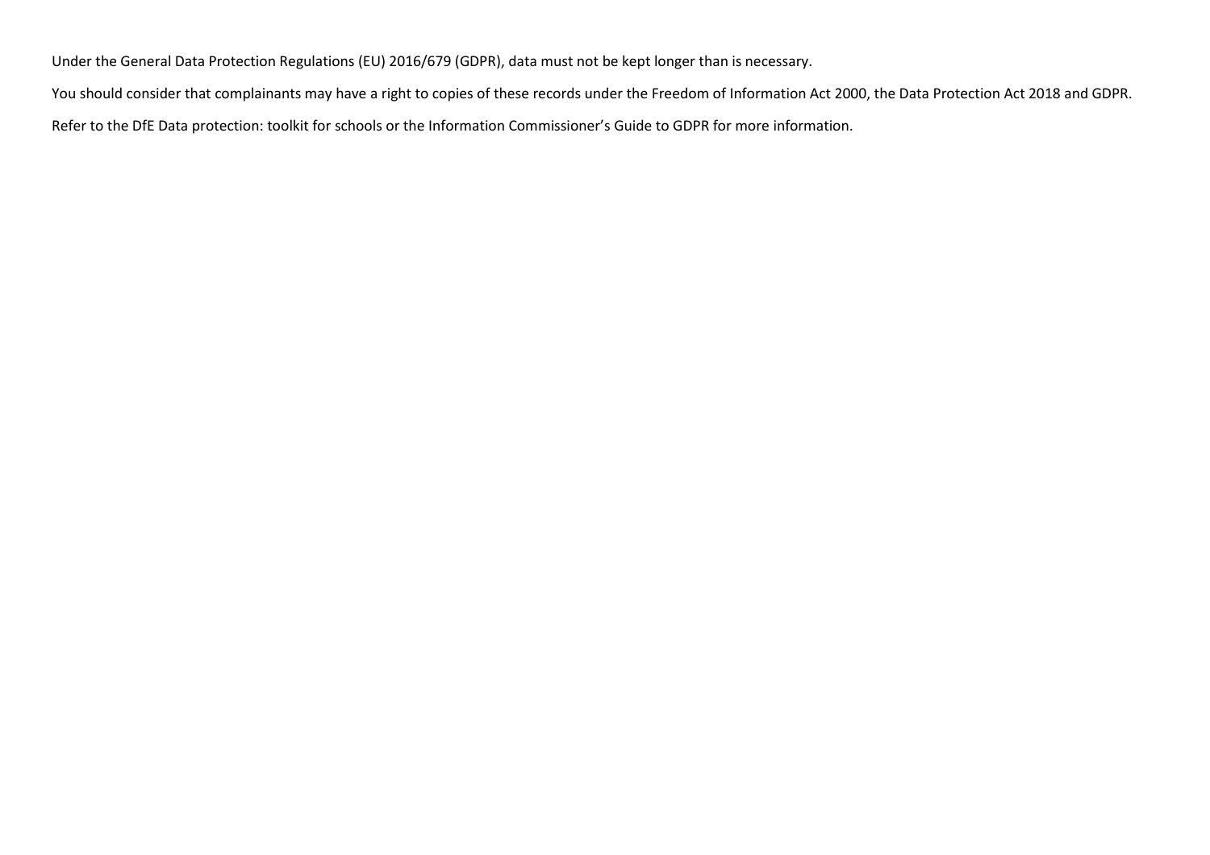Under the General Data Protection Regulations (EU) 2016/679 (GDPR), data must not be kept longer than is necessary.

You should consider that complainants may have a right to copies of these records under the Freedom of Information Act 2000, the Data Protection Act 2018 and GDPR.

Refer to the DfE Data protection: toolkit for schools or the Information Commissioner’s Guide to GDPR for more information.